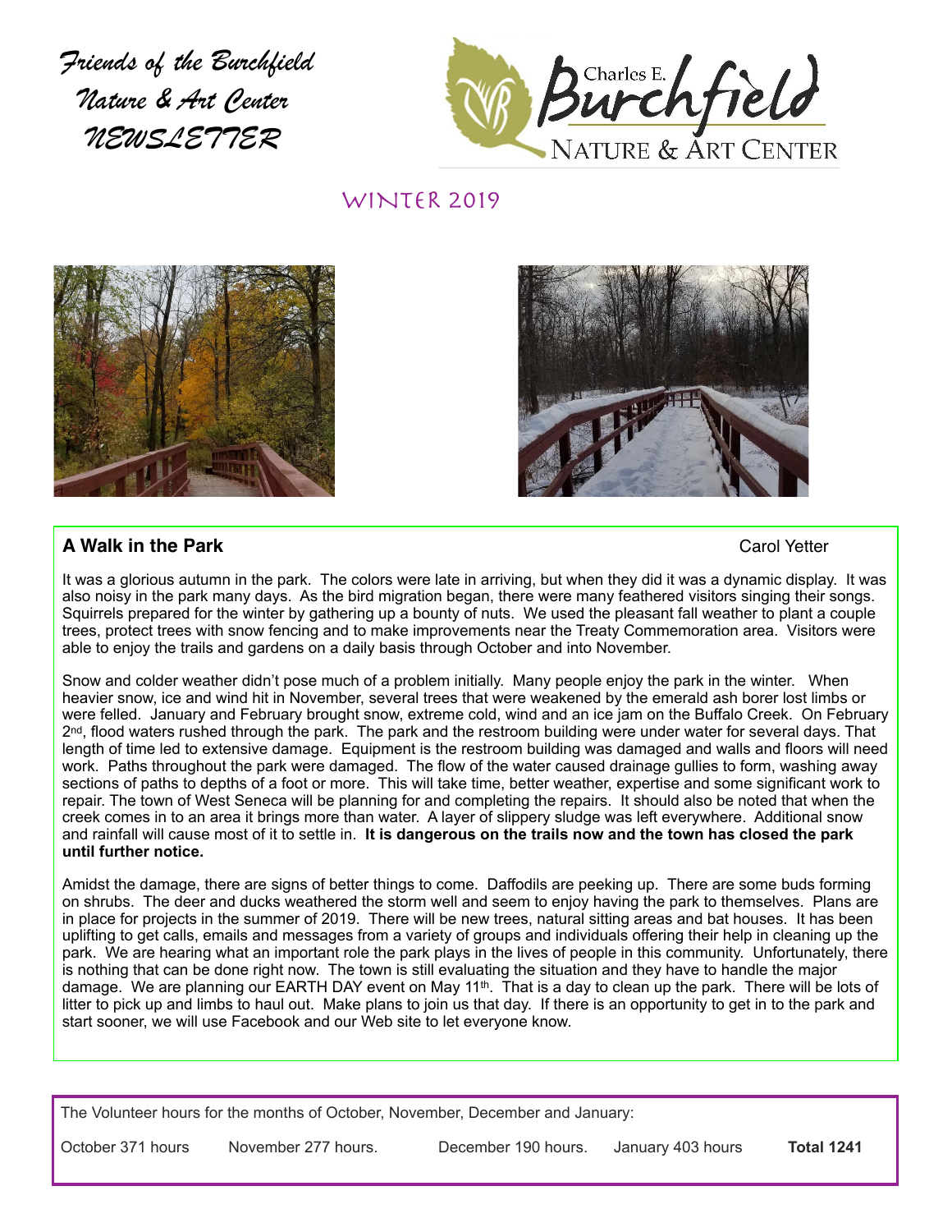# Friends of the Burchfield Nature & Art Center NEWSLETTER

Charles E. Burchfield NATURE & ART CENTER

## WINTER 2019

### A Walk in the Park

Carol Yetter

It was a glorious autumn in the park. The colors were late in arriving, but when they did it was a dynamic display. It was also noisy in the park many days. As the bird migration began, there were many feathered visitors singing their songs. Squirrels prepared for the winter by gathering up a bounty of nuts. We used the pleasant fall weather to plant a couple trees, protect trees with snow fencing and to make improvements near the Treaty Commemoration area. Visitors were able to enjoy the trails and gardens on a daily basis through October and into November.

Snow and colder weather didn't pose much of a problem initially. Many people enjoy the park in the winter. When heavier snow, ice and wind hit in November, several trees that were weakened by the emerald ash borer lost limbs or were felled. January and February brought snow, extreme cold, wind and an ice jam on the Buffalo Creek. On February 2nd, flood waters rushed through the park. The park and the restroom building were under water for several days. That length of time led to extensive damage. Equipment is the restroom building was damaged and walls and floors will need work. Paths throughout the park were damaged. The flow of the water caused drainage gullies to form, washing away sections of paths to depths of a foot or more. This will take time, better weather, expertise and some significant work to repair. The town of West Seneca will be planning for and completing the repairs. It should also be noted that when the creek comes in to an area it brings more than water. A layer of slippery sludge was left everywhere. Additional snow and rainfall will cause most of it to settle in. **It is dangerous on the trails now and the town has closed the park until further notice.**

Amidst the damage, there are signs of better things to come. Daffodils are peeking up. There are some buds forming on shrubs. The deer and ducks weathered the storm well and seem to enjoy having the park to themselves. Plans are in place for projects in the summer of 2019. There will be new trees, natural sitting areas and bat houses. It has been uplifting to get calls, emails and messages from a variety of groups and individuals offering their help in cleaning up the park. We are hearing what an important role the park plays in the lives of people in this community. Unfortunately, there is nothing that can be done right now. The town is still evaluating the situation and they have to handle the major damage. We are planning our EARTH DAY event on May 11th. That is a day to clean up the park. There will be lots of litter to pick up and limbs to haul out. Make plans to join us that day. If there is an opportunity to get in to the park and start sooner, we will use Facebook and our Web site to let everyone know.

The Volunteer hours for the months of October, November, December and January:

October 371 hours    November 277 hours.    December 190 hours.    January 403 hours    **Total 1241**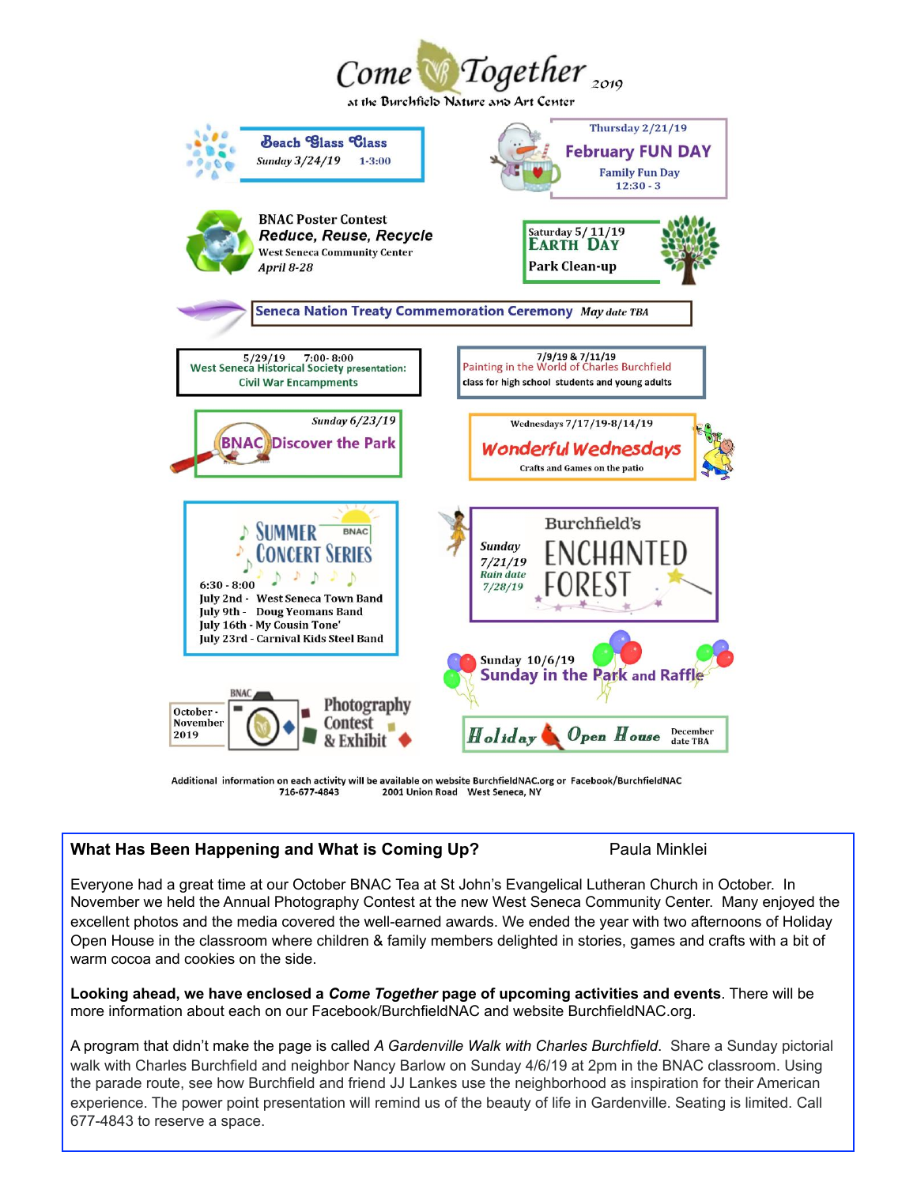# Come Together 2019

at the Burchfield Nature and Art Center

**Beach Glass Class**
Sunday 3/24/19 1-3:00

Thursday 2/21/19
**February FUN DAY**
Family Fun Day
12:30 - 3

BNAC Poster Contest
***Reduce, Reuse, Recycle***
West Seneca Community Center
*April 8-28*

Saturday 5/ 11/19
**EARTH DAY**
**Park Clean-up**

**Seneca Nation Treaty Commemoration Ceremony** *May date TBA*

5/29/19 7:00- 8:00
West Seneca Historical Society presentation:
Civil War Encampments

7/9/19 & 7/11/19
Painting in the World of Charles Burchfield
class for high school students and young adults

*Sunday 6/23/19*
**BNAC Discover the Park**

Wednesdays 7/17/19-8/14/19
***Wonderful Wednesdays***
Crafts and Games on the patio

**SUMMER CONCERT SERIES** BNAC
6:30 - 8:00
July 2nd - West Seneca Town Band
July 9th - Doug Yeomans Band
July 16th - My Cousin Tone'
July 23rd - Carnival Kids Steel Band

Burchfield's
**ENCHANTED FOREST**
*Sunday 7/21/19*
*Rain date 7/28/19*

Sunday 10/6/19
**Sunday in the Park and Raffle**

October - November 2019
BNAC
**Photography Contest & Exhibit**

***Holiday Open House*** December date TBA

Additional information on each activity will be available on website BurchfieldNAC.org or Facebook/BurchfieldNAC
716-677-4843 2001 Union Road West Seneca, NY

---

**What Has Been Happening and What is Coming Up?** Paula Minklei

Everyone had a great time at our October BNAC Tea at St John's Evangelical Lutheran Church in October. In November we held the Annual Photography Contest at the new West Seneca Community Center. Many enjoyed the excellent photos and the media covered the well-earned awards. We ended the year with two afternoons of Holiday Open House in the classroom where children & family members delighted in stories, games and crafts with a bit of warm cocoa and cookies on the side.

**Looking ahead, we have enclosed a *Come Together* page of upcoming activities and events**. There will be more information about each on our Facebook/BurchfieldNAC and website BurchfieldNAC.org.

A program that didn't make the page is called *A Gardenville Walk with Charles Burchfield*. Share a Sunday pictorial walk with Charles Burchfield and neighbor Nancy Barlow on Sunday 4/6/19 at 2pm in the BNAC classroom. Using the parade route, see how Burchfield and friend JJ Lankes use the neighborhood as inspiration for their American experience. The power point presentation will remind us of the beauty of life in Gardenville. Seating is limited. Call 677-4843 to reserve a space.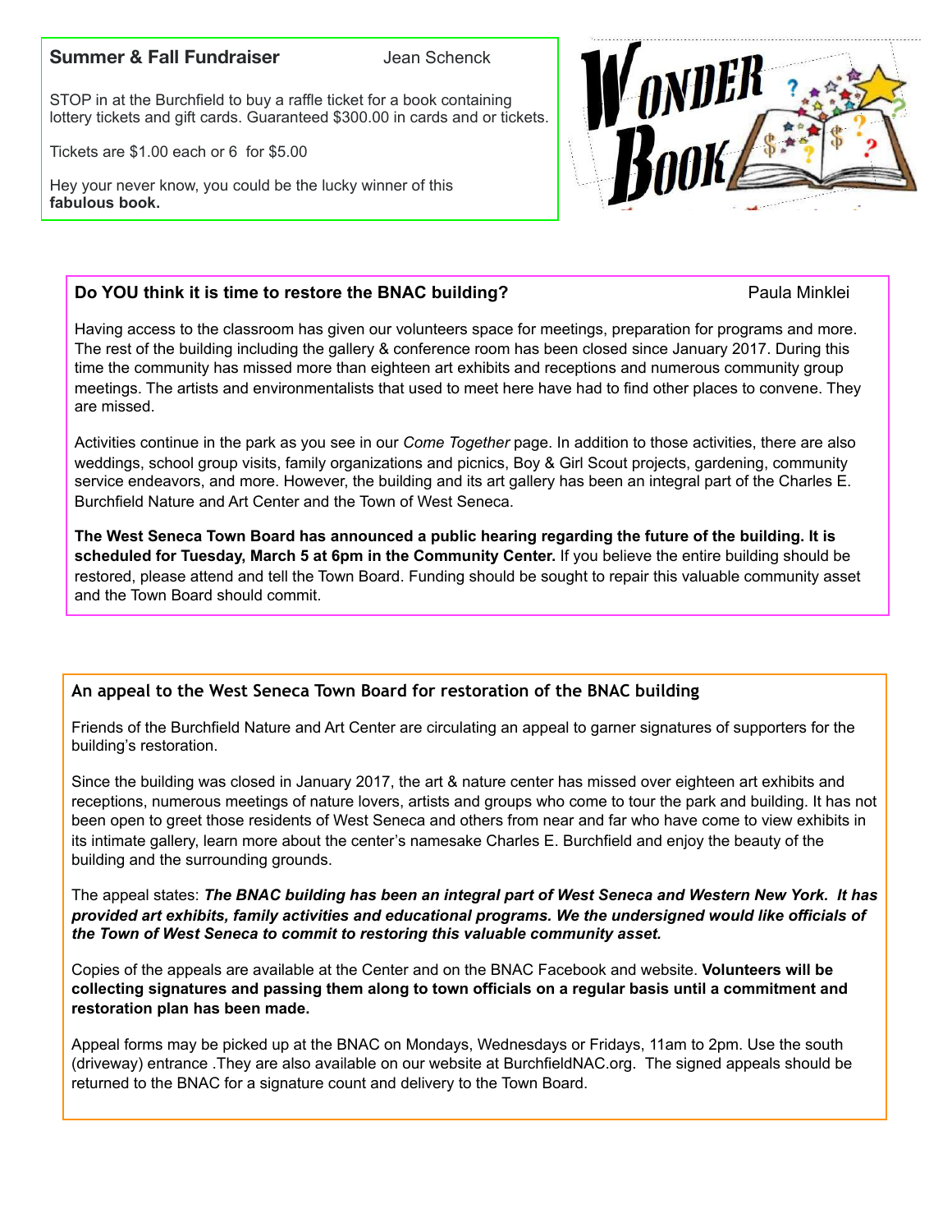## Summer & Fall Fundraiser

Jean Schenck

STOP in at the Burchfield to buy a raffle ticket for a book containing lottery tickets and gift cards. Guaranteed $300.00 in cards and or tickets.

Tickets are $1.00 each or 6 for $5.00

Hey your never know, you could be the lucky winner of this **fabulous book.**

WONDER BOOK

## Do YOU think it is time to restore the BNAC building?

Paula Minklei

Having access to the classroom has given our volunteers space for meetings, preparation for programs and more. The rest of the building including the gallery & conference room has been closed since January 2017. During this time the community has missed more than eighteen art exhibits and receptions and numerous community group meetings. The artists and environmentalists that used to meet here have had to find other places to convene. They are missed.

Activities continue in the park as you see in our *Come Together* page. In addition to those activities, there are also weddings, school group visits, family organizations and picnics, Boy & Girl Scout projects, gardening, community service endeavors, and more. However, the building and its art gallery has been an integral part of the Charles E. Burchfield Nature and Art Center and the Town of West Seneca.

**The West Seneca Town Board has announced a public hearing regarding the future of the building. It is scheduled for Tuesday, March 5 at 6pm in the Community Center.** If you believe the entire building should be restored, please attend and tell the Town Board. Funding should be sought to repair this valuable community asset and the Town Board should commit.

## An appeal to the West Seneca Town Board for restoration of the BNAC building

Friends of the Burchfield Nature and Art Center are circulating an appeal to garner signatures of supporters for the building's restoration.

Since the building was closed in January 2017, the art & nature center has missed over eighteen art exhibits and receptions, numerous meetings of nature lovers, artists and groups who come to tour the park and building. It has not been open to greet those residents of West Seneca and others from near and far who have come to view exhibits in its intimate gallery, learn more about the center's namesake Charles E. Burchfield and enjoy the beauty of the building and the surrounding grounds.

The appeal states: ***The BNAC building has been an integral part of West Seneca and Western New York. It has provided art exhibits, family activities and educational programs. We the undersigned would like officials of the Town of West Seneca to commit to restoring this valuable community asset.***

Copies of the appeals are available at the Center and on the BNAC Facebook and website. **Volunteers will be collecting signatures and passing them along to town officials on a regular basis until a commitment and restoration plan has been made.**

Appeal forms may be picked up at the BNAC on Mondays, Wednesdays or Fridays, 11am to 2pm. Use the south (driveway) entrance .They are also available on our website at BurchfieldNAC.org. The signed appeals should be returned to the BNAC for a signature count and delivery to the Town Board.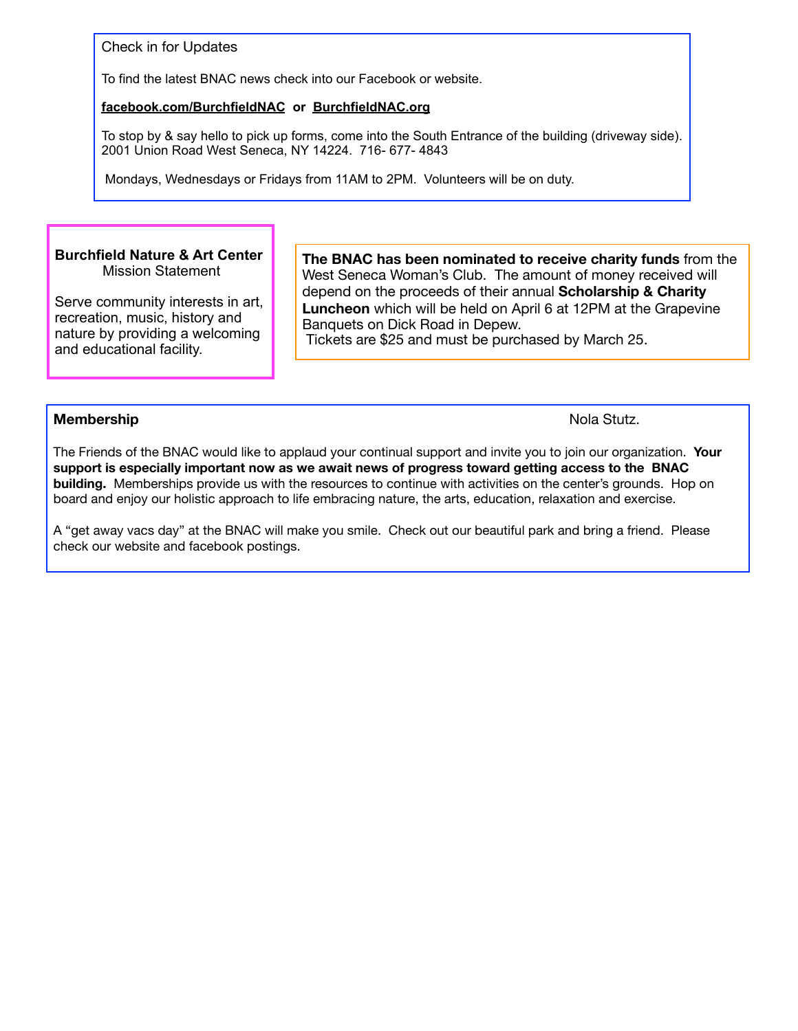Check in for Updates

To find the latest BNAC news check into our Facebook or website.

**facebook.com/BurchfieldNAC or BurchfieldNAC.org**

To stop by & say hello to pick up forms, come into the South Entrance of the building (driveway side). 2001 Union Road West Seneca, NY 14224. 716- 677- 4843

Mondays, Wednesdays or Fridays from 11AM to 2PM. Volunteers will be on duty.

**Burchfield Nature & Art Center**
Mission Statement

Serve community interests in art, recreation, music, history and nature by providing a welcoming and educational facility.

**The BNAC has been nominated to receive charity funds** from the West Seneca Woman's Club. The amount of money received will depend on the proceeds of their annual **Scholarship & Charity Luncheon** which will be held on April 6 at 12PM at the Grapevine Banquets on Dick Road in Depew.
Tickets are $25 and must be purchased by March 25.

**Membership**

Nola Stutz.

The Friends of the BNAC would like to applaud your continual support and invite you to join our organization. **Your support is especially important now as we await news of progress toward getting access to the BNAC building.** Memberships provide us with the resources to continue with activities on the center's grounds. Hop on board and enjoy our holistic approach to life embracing nature, the arts, education, relaxation and exercise.

A "get away vacs day" at the BNAC will make you smile. Check out our beautiful park and bring a friend. Please check our website and facebook postings.